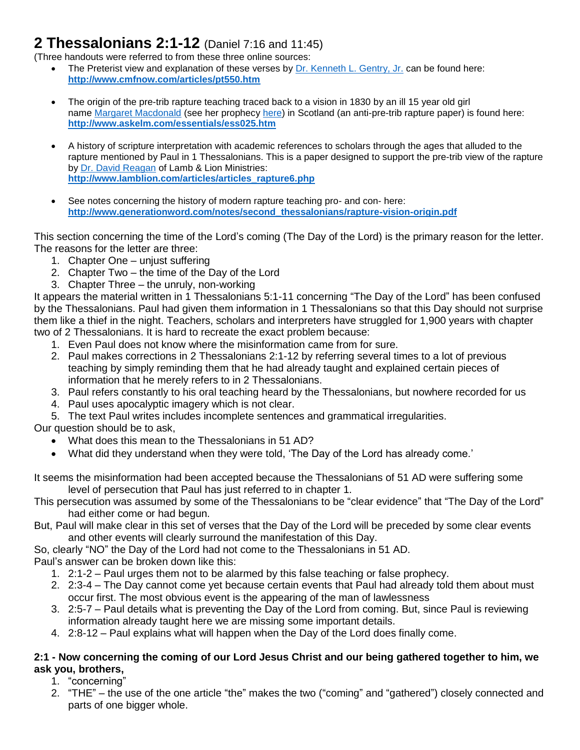# 2 Thessalonians 2:1-12 (Daniel 7:16 and 11:45)

(Three handouts were referred to from these three online sources:

- The Preterist view and explanation of these verses by Dr. Kenneth L. Gentry, Jr. can be found here: **http://www.cmfnow.com/articles/pt550.htm**

- The origin of the pre-trib rapture teaching traced back to a vision in 1830 by an ill 15 year old girl name Margaret Macdonald (see her prophecy here) in Scotland (an anti-pre-trib rapture paper) is found here: **http://www.askelm.com/essentials/ess025.htm**

- A history of scripture interpretation with academic references to scholars through the ages that alluded to the rapture mentioned by Paul in 1 Thessalonians. This is a paper designed to support the pre-trib view of the rapture by Dr. David Reagan of Lamb & Lion Ministries: **http://www.lamblion.com/articles/articles_rapture6.php**

- See notes concerning the history of modern rapture teaching pro- and con- here: **http://www.generationword.com/notes/second_thessalonians/rapture-vision-origin.pdf**

This section concerning the time of the Lord's coming (The Day of the Lord) is the primary reason for the letter. The reasons for the letter are three:

1. Chapter One – unjust suffering
2. Chapter Two – the time of the Day of the Lord
3. Chapter Three – the unruly, non-working

It appears the material written in 1 Thessalonians 5:1-11 concerning "The Day of the Lord" has been confused by the Thessalonians. Paul had given them information in 1 Thessalonians so that this Day should not surprise them like a thief in the night. Teachers, scholars and interpreters have struggled for 1,900 years with chapter two of 2 Thessalonians. It is hard to recreate the exact problem because:

1. Even Paul does not know where the misinformation came from for sure.
2. Paul makes corrections in 2 Thessalonians 2:1-12 by referring several times to a lot of previous teaching by simply reminding them that he had already taught and explained certain pieces of information that he merely refers to in 2 Thessalonians.
3. Paul refers constantly to his oral teaching heard by the Thessalonians, but nowhere recorded for us
4. Paul uses apocalyptic imagery which is not clear.
5. The text Paul writes includes incomplete sentences and grammatical irregularities.

Our question should be to ask,

- What does this mean to the Thessalonians in 51 AD?
- What did they understand when they were told, 'The Day of the Lord has already come.'

It seems the misinformation had been accepted because the Thessalonians of 51 AD were suffering some level of persecution that Paul has just referred to in chapter 1.

This persecution was assumed by some of the Thessalonians to be "clear evidence" that "The Day of the Lord" had either come or had begun.

But, Paul will make clear in this set of verses that the Day of the Lord will be preceded by some clear events and other events will clearly surround the manifestation of this Day.

So, clearly "NO" the Day of the Lord had not come to the Thessalonians in 51 AD.

Paul's answer can be broken down like this:

1. 2:1-2 – Paul urges them not to be alarmed by this false teaching or false prophecy.
2. 2:3-4 – The Day cannot come yet because certain events that Paul had already told them about must occur first. The most obvious event is the appearing of the man of lawlessness
3. 2:5-7 – Paul details what is preventing the Day of the Lord from coming. But, since Paul is reviewing information already taught here we are missing some important details.
4. 2:8-12 – Paul explains what will happen when the Day of the Lord does finally come.

**2:1 - Now concerning the coming of our Lord Jesus Christ and our being gathered together to him, we ask you, brothers,**

1. "concerning"
2. "THE" – the use of the one article "the" makes the two ("coming" and "gathered") closely connected and parts of one bigger whole.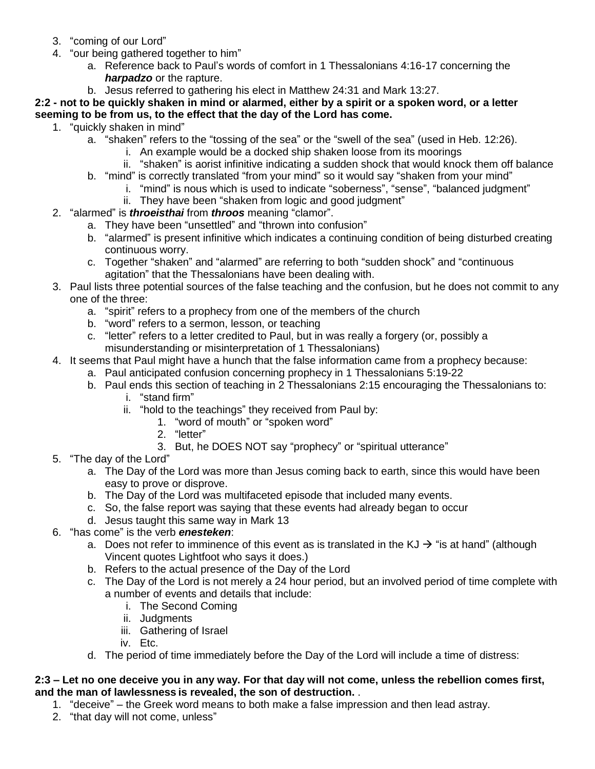3. “coming of our Lord”
4. “our being gathered together to him”
    a. Reference back to Paul’s words of comfort in 1 Thessalonians 4:16-17 concerning the ***harpadzo*** or the rapture.
    b. Jesus referred to gathering his elect in Matthew 24:31 and Mark 13:27.

**2:2 - not to be quickly shaken in mind or alarmed, either by a spirit or a spoken word, or a letter seeming to be from us, to the effect that the day of the Lord has come.**

1. “quickly shaken in mind”
    a. “shaken” refers to the “tossing of the sea” or the “swell of the sea” (used in Heb. 12:26).
        i. An example would be a docked ship shaken loose from its moorings
        ii. “shaken” is aorist infinitive indicating a sudden shock that would knock them off balance
    b. “mind” is correctly translated “from your mind” so it would say “shaken from your mind”
        i. “mind” is nous which is used to indicate “soberness”, “sense”, “balanced judgment”
        ii. They have been “shaken from logic and good judgment”
2. “alarmed” is ***throeisthai*** from ***throos*** meaning “clamor”.
    a. They have been “unsettled” and “thrown into confusion”
    b. “alarmed” is present infinitive which indicates a continuing condition of being disturbed creating continuous worry.
    c. Together “shaken” and “alarmed” are referring to both “sudden shock” and “continuous agitation” that the Thessalonians have been dealing with.
3. Paul lists three potential sources of the false teaching and the confusion, but he does not commit to any one of the three:
    a. “spirit” refers to a prophecy from one of the members of the church
    b. “word” refers to a sermon, lesson, or teaching
    c. “letter” refers to a letter credited to Paul, but in was really a forgery (or, possibly a misunderstanding or misinterpretation of 1 Thessalonians)
4. It seems that Paul might have a hunch that the false information came from a prophecy because:
    a. Paul anticipated confusion concerning prophecy in 1 Thessalonians 5:19-22
    b. Paul ends this section of teaching in 2 Thessalonians 2:15 encouraging the Thessalonians to:
        i. “stand firm”
        ii. “hold to the teachings” they received from Paul by:
            1. “word of mouth” or “spoken word”
            2. “letter”
            3. But, he DOES NOT say “prophecy” or “spiritual utterance”
5. “The day of the Lord”
    a. The Day of the Lord was more than Jesus coming back to earth, since this would have been easy to prove or disprove.
    b. The Day of the Lord was multifaceted episode that included many events.
    c. So, the false report was saying that these events had already began to occur
    d. Jesus taught this same way in Mark 13
6. “has come” is the verb ***enesteken***:
    a. Does not refer to imminence of this event as is translated in the KJ → “is at hand” (although Vincent quotes Lightfoot who says it does.)
    b. Refers to the actual presence of the Day of the Lord
    c. The Day of the Lord is not merely a 24 hour period, but an involved period of time complete with a number of events and details that include:
        i. The Second Coming
        ii. Judgments
        iii. Gathering of Israel
        iv. Etc.
    d. The period of time immediately before the Day of the Lord will include a time of distress:

**2:3 – Let no one deceive you in any way. For that day will not come, unless the rebellion comes first, and the man of lawlessness is revealed, the son of destruction.** .

1. “deceive” – the Greek word means to both make a false impression and then lead astray.
2. “that day will not come, unless”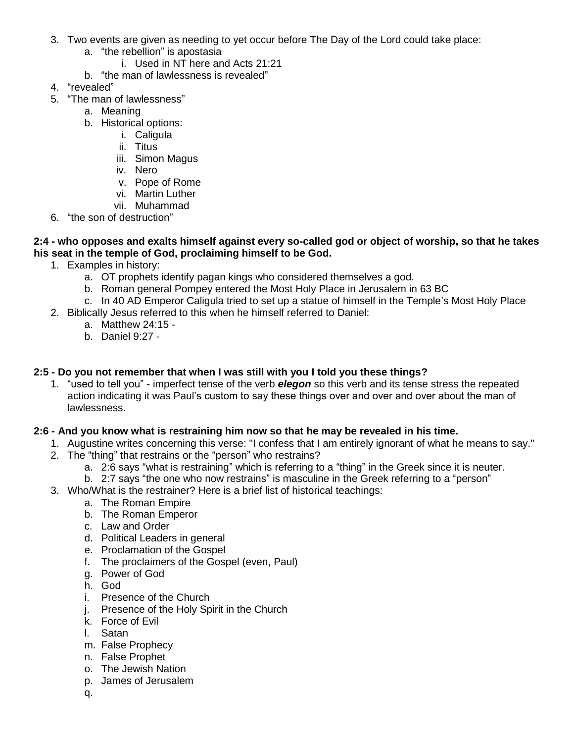3. Two events are given as needing to yet occur before The Day of the Lord could take place:
    a. "the rebellion" is apostasia
        i. Used in NT here and Acts 21:21
    b. "the man of lawlessness is revealed"
4. "revealed"
5. "The man of lawlessness"
    a. Meaning
    b. Historical options:
        i. Caligula
        ii. Titus
        iii. Simon Magus
        iv. Nero
        v. Pope of Rome
        vi. Martin Luther
        vii. Muhammad
6. "the son of destruction"

**2:4 - who opposes and exalts himself against every so-called god or object of worship, so that he takes his seat in the temple of God, proclaiming himself to be God.**

1. Examples in history:
    a. OT prophets identify pagan kings who considered themselves a god.
    b. Roman general Pompey entered the Most Holy Place in Jerusalem in 63 BC
    c. In 40 AD Emperor Caligula tried to set up a statue of himself in the Temple's Most Holy Place
2. Biblically Jesus referred to this when he himself referred to Daniel:
    a. Matthew 24:15 -
    b. Daniel 9:27 -

**2:5 - Do you not remember that when I was still with you I told you these things?**

1. "used to tell you" - imperfect tense of the verb ***elegon*** so this verb and its tense stress the repeated action indicating it was Paul's custom to say these things over and over and over about the man of lawlessness.

**2:6 - And you know what is restraining him now so that he may be revealed in his time.**

1. Augustine writes concerning this verse: "I confess that I am entirely ignorant of what he means to say."
2. The "thing" that restrains or the "person" who restrains?
    a. 2:6 says "what is restraining" which is referring to a "thing" in the Greek since it is neuter.
    b. 2:7 says "the one who now restrains" is masculine in the Greek referring to a "person"
3. Who/What is the restrainer? Here is a brief list of historical teachings:
    a. The Roman Empire
    b. The Roman Emperor
    c. Law and Order
    d. Political Leaders in general
    e. Proclamation of the Gospel
    f. The proclaimers of the Gospel (even, Paul)
    g. Power of God
    h. God
    i. Presence of the Church
    j. Presence of the Holy Spirit in the Church
    k. Force of Evil
    l. Satan
    m. False Prophecy
    n. False Prophet
    o. The Jewish Nation
    p. James of Jerusalem
    q.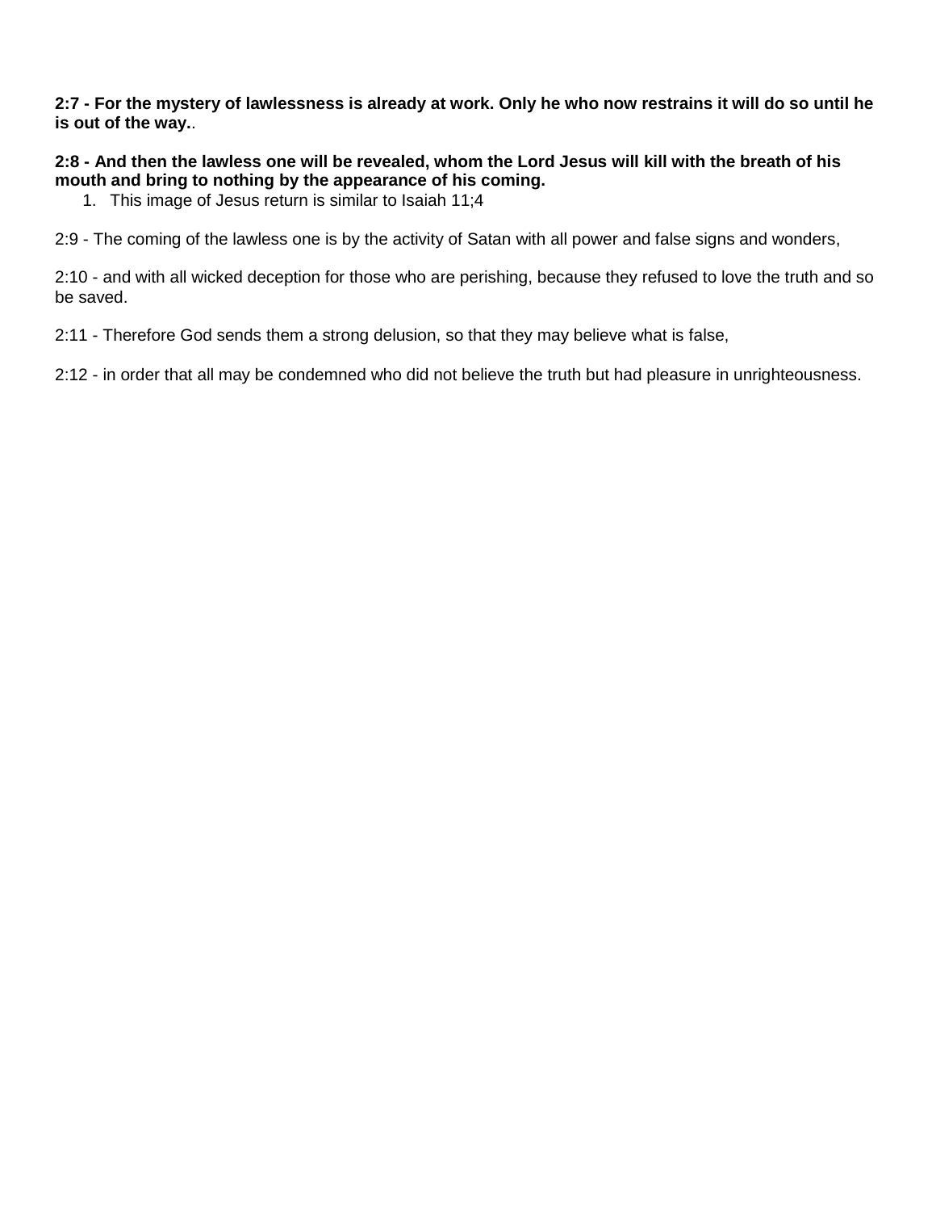**2:7 - For the mystery of lawlessness is already at work. Only he who now restrains it will do so until he is out of the way.**.

**2:8 - And then the lawless one will be revealed, whom the Lord Jesus will kill with the breath of his mouth and bring to nothing by the appearance of his coming.**

1. This image of Jesus return is similar to Isaiah 11;4

2:9 - The coming of the lawless one is by the activity of Satan with all power and false signs and wonders,

2:10 - and with all wicked deception for those who are perishing, because they refused to love the truth and so be saved.

2:11 - Therefore God sends them a strong delusion, so that they may believe what is false,

2:12 - in order that all may be condemned who did not believe the truth but had pleasure in unrighteousness.